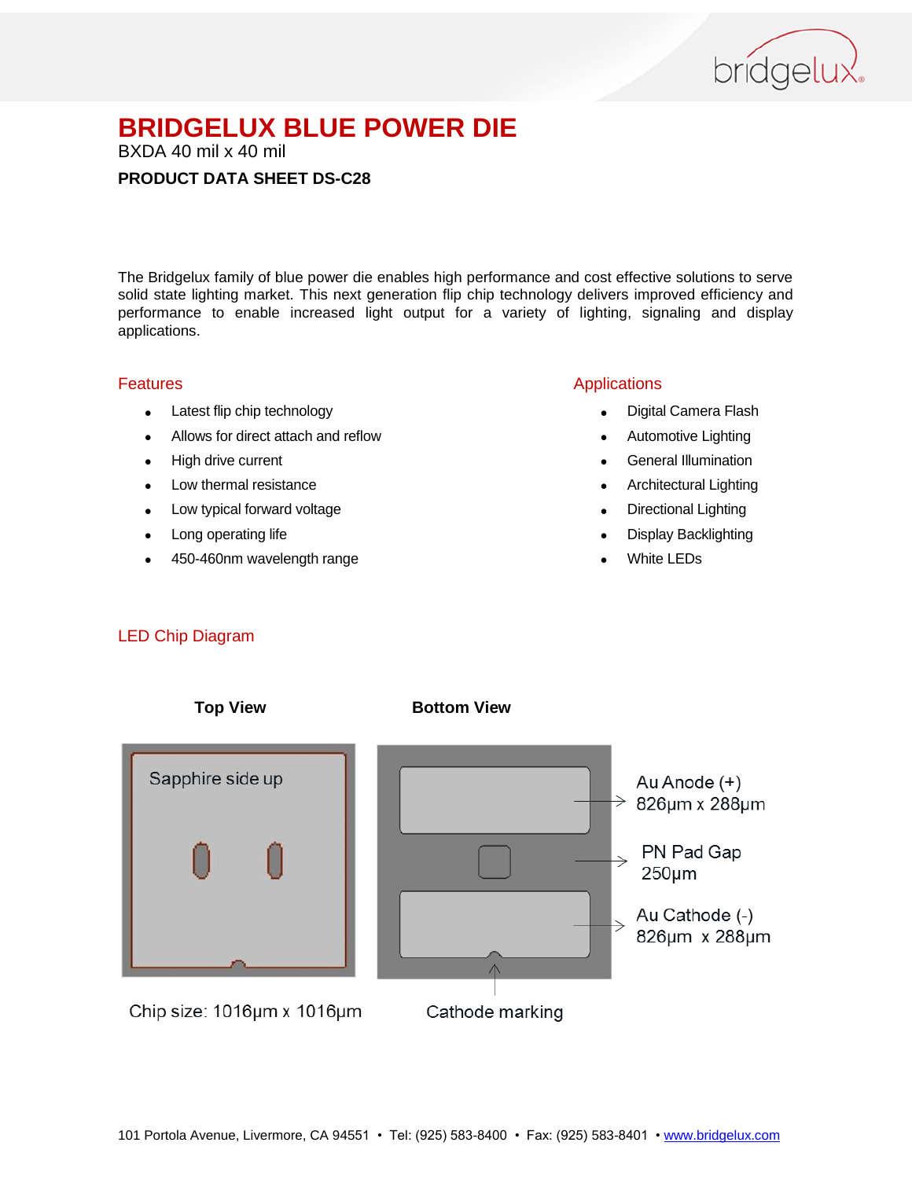# BRIDGELUX BLUE POWER DIE

BXDA 40 mil x 40 mil

**PRODUCT DATA SHEET DS-C28**

The Bridgelux family of blue power die enables high performance and cost effective solutions to serve solid state lighting market. This next generation flip chip technology delivers improved efficiency and performance to enable increased light output for a variety of lighting, signaling and display applications.

## Features

- Latest flip chip technology
- Allows for direct attach and reflow
- High drive current
- Low thermal resistance
- Low typical forward voltage
- Long operating life
- 450-460nm wavelength range

## Applications

- Digital Camera Flash
- Automotive Lighting
- General Illumination
- Architectural Lighting
- Directional Lighting
- Display Backlighting
- White LEDs

## LED Chip Diagram

**Top View**

Sapphire side up

Chip size: 1016µm x 1016µm

**Bottom View**

Au Anode (+)
826µm x 288µm

PN Pad Gap
250µm

Au Cathode (-)
826µm x 288µm

Cathode marking

101 Portola Avenue, Livermore, CA 94551 • Tel: (925) 583-8400 • Fax: (925) 583-8401 • www.bridgelux.com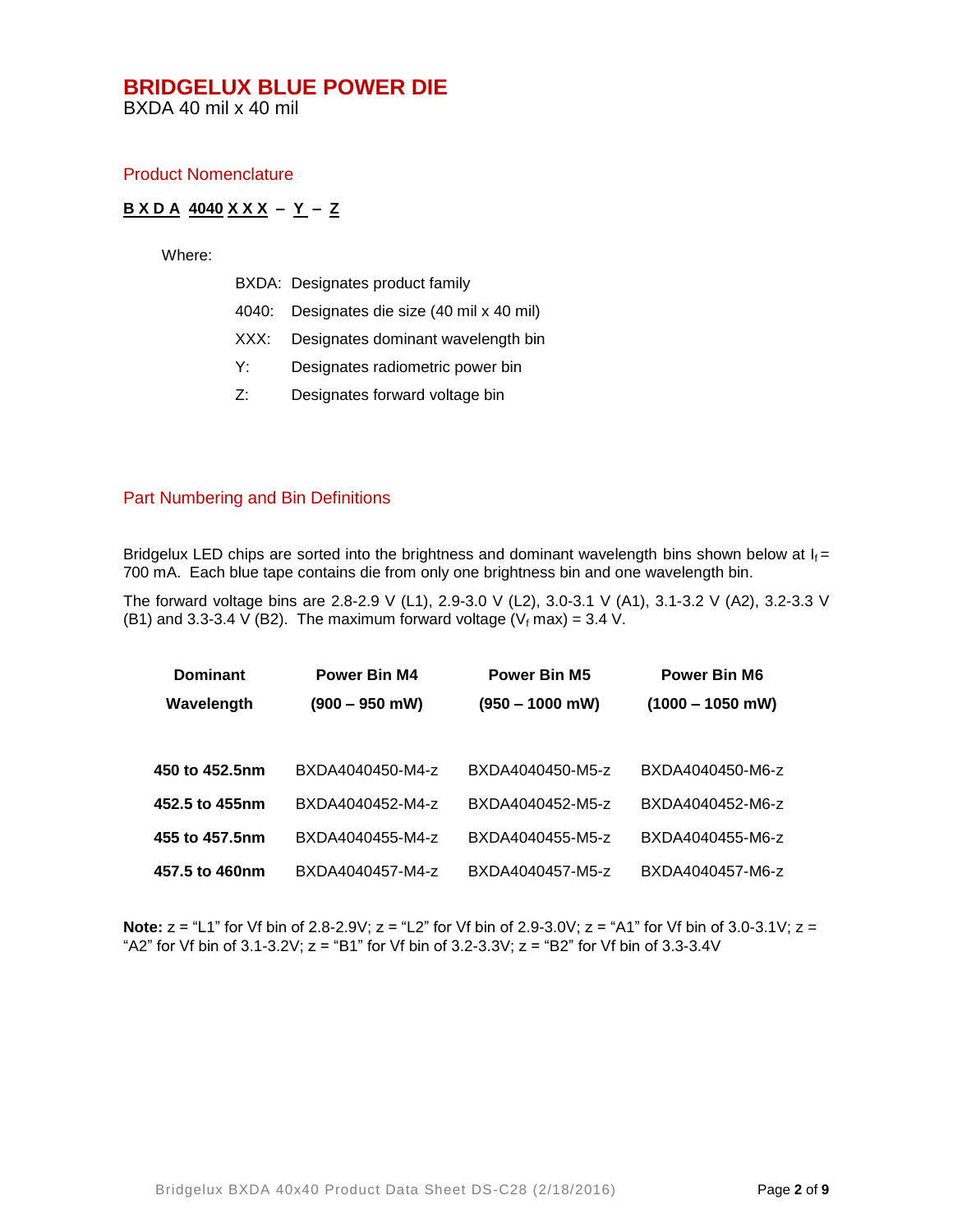# BRIDGELUX BLUE POWER DIE

BXDA 40 mil x 40 mil

## Product Nomenclature

**B X D A 4040 X X X – Y – Z**

Where:

- BXDA: Designates product family
- 4040: Designates die size (40 mil x 40 mil)
- XXX: Designates dominant wavelength bin
- Y: Designates radiometric power bin
- Z: Designates forward voltage bin

## Part Numbering and Bin Definitions

Bridgelux LED chips are sorted into the brightness and dominant wavelength bins shown below at $I_f$ = 700 mA. Each blue tape contains die from only one brightness bin and one wavelength bin.

The forward voltage bins are 2.8-2.9 V (L1), 2.9-3.0 V (L2), 3.0-3.1 V (A1), 3.1-3.2 V (A2), 3.2-3.3 V (B1) and 3.3-3.4 V (B2). The maximum forward voltage ($V_f$ max) = 3.4 V.

| Dominant Wavelength | Power Bin M4 (900 – 950 mW) | Power Bin M5 (950 – 1000 mW) | Power Bin M6 (1000 – 1050 mW) |
|---|---|---|---|
| **450 to 452.5nm** | BXDA4040450-M4-z | BXDA4040450-M5-z | BXDA4040450-M6-z |
| **452.5 to 455nm** | BXDA4040452-M4-z | BXDA4040452-M5-z | BXDA4040452-M6-z |
| **455 to 457.5nm** | BXDA4040455-M4-z | BXDA4040455-M5-z | BXDA4040455-M6-z |
| **457.5 to 460nm** | BXDA4040457-M4-z | BXDA4040457-M5-z | BXDA4040457-M6-z |

**Note:** z = "L1" for Vf bin of 2.8-2.9V; z = "L2" for Vf bin of 2.9-3.0V; z = "A1" for Vf bin of 3.0-3.1V; z = "A2" for Vf bin of 3.1-3.2V; z = "B1" for Vf bin of 3.2-3.3V; z = "B2" for Vf bin of 3.3-3.4V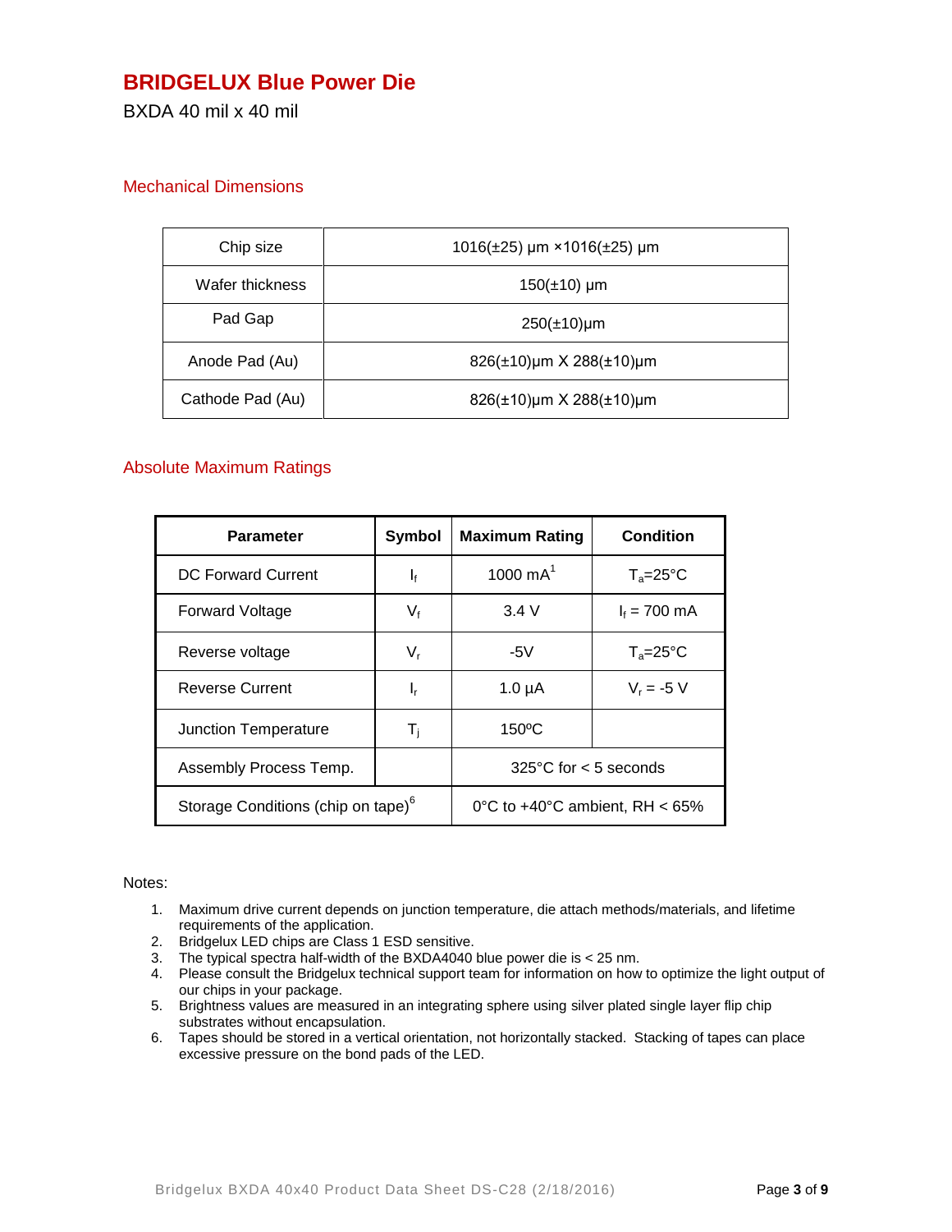# BRIDGELUX Blue Power Die

BXDA 40 mil x 40 mil

## Mechanical Dimensions

| Chip size | 1016(±25) µm ×1016(±25) µm |
|---|---|
| Wafer thickness | 150(±10) µm |
| Pad Gap | 250(±10)µm |
| Anode Pad (Au) | 826(±10)µm X 288(±10)µm |
| Cathode Pad (Au) | 826(±10)µm X 288(±10)µm |

## Absolute Maximum Ratings

| Parameter | Symbol | Maximum Rating | Condition |
|---|---|---|---|
| DC Forward Current | $I_f$ | 1000 mA[1] | $T_a$=25°C |
| Forward Voltage | $V_f$ | 3.4 V | $I_f$ = 700 mA |
| Reverse voltage | $V_r$ | -5V | $T_a$=25°C |
| Reverse Current | $I_r$ | 1.0 µA | $V_r$ = -5 V |
| Junction Temperature | $T_j$ | 150ºC | |
| Assembly Process Temp. | | 325°C for < 5 seconds | |
| Storage Conditions (chip on tape)[6] | | 0°C to +40°C ambient, RH < 65% | |

Notes:

1. Maximum drive current depends on junction temperature, die attach methods/materials, and lifetime requirements of the application.
2. Bridgelux LED chips are Class 1 ESD sensitive.
3. The typical spectra half-width of the BXDA4040 blue power die is < 25 nm.
4. Please consult the Bridgelux technical support team for information on how to optimize the light output of our chips in your package.
5. Brightness values are measured in an integrating sphere using silver plated single layer flip chip substrates without encapsulation.
6. Tapes should be stored in a vertical orientation, not horizontally stacked. Stacking of tapes can place excessive pressure on the bond pads of the LED.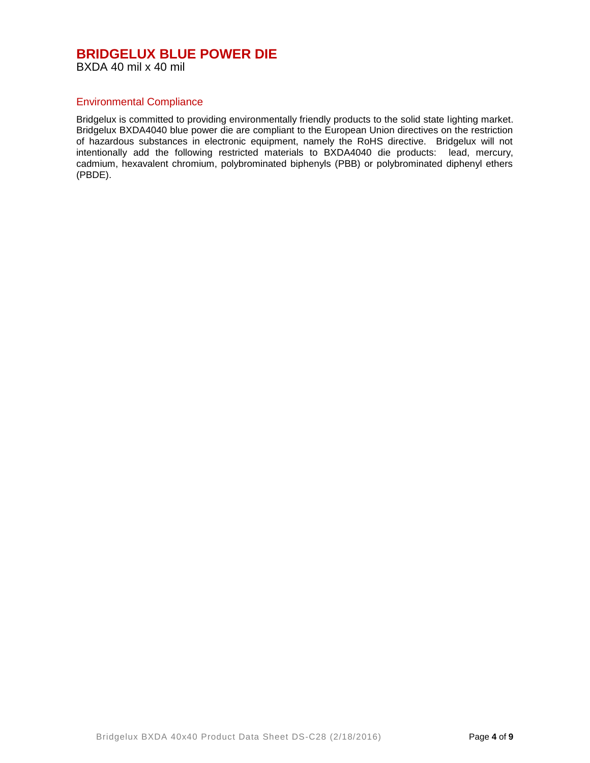# BRIDGELUX BLUE POWER DIE

BXDA 40 mil x 40 mil

## Environmental Compliance

Bridgelux is committed to providing environmentally friendly products to the solid state lighting market. Bridgelux BXDA4040 blue power die are compliant to the European Union directives on the restriction of hazardous substances in electronic equipment, namely the RoHS directive. Bridgelux will not intentionally add the following restricted materials to BXDA4040 die products: lead, mercury, cadmium, hexavalent chromium, polybrominated biphenyls (PBB) or polybrominated diphenyl ethers (PBDE).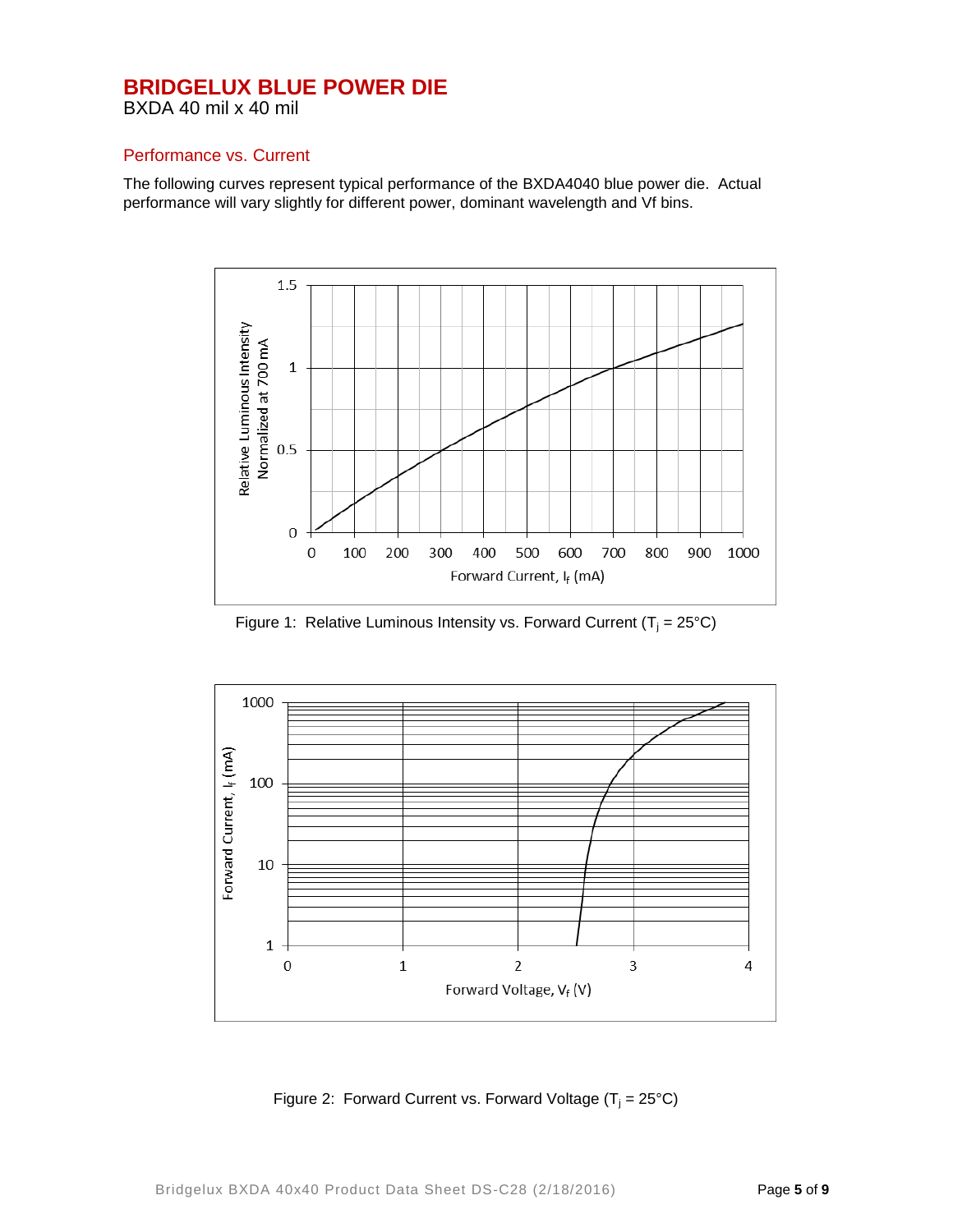# BRIDGELUX BLUE POWER DIE

BXDA 40 mil x 40 mil

## Performance vs. Current

The following curves represent typical performance of the BXDA4040 blue power die. Actual performance will vary slightly for different power, dominant wavelength and Vf bins.

Figure 1: Relative Luminous Intensity vs. Forward Current ($T_j$ = 25°C)

Figure 2: Forward Current vs. Forward Voltage ($T_j$ = 25°C)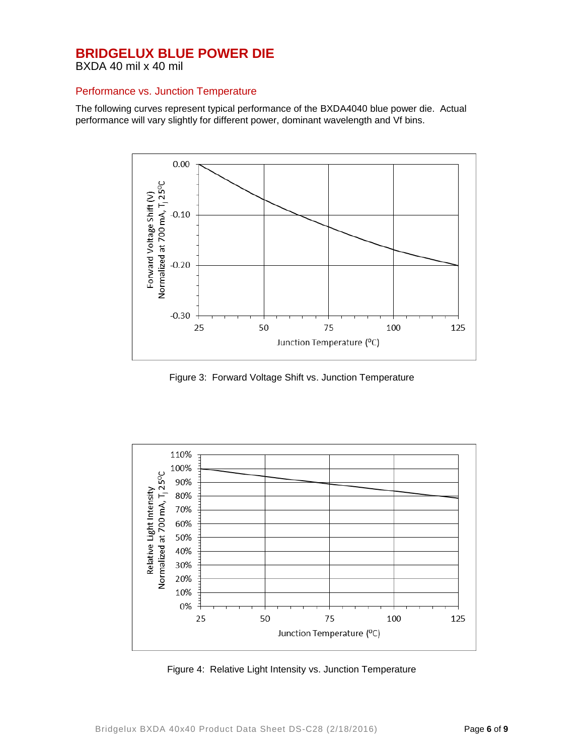# BRIDGELUX BLUE POWER DIE

BXDA 40 mil x 40 mil

## Performance vs. Junction Temperature

The following curves represent typical performance of the BXDA4040 blue power die. Actual performance will vary slightly for different power, dominant wavelength and Vf bins.

Figure 3: Forward Voltage Shift vs. Junction Temperature

Figure 4: Relative Light Intensity vs. Junction Temperature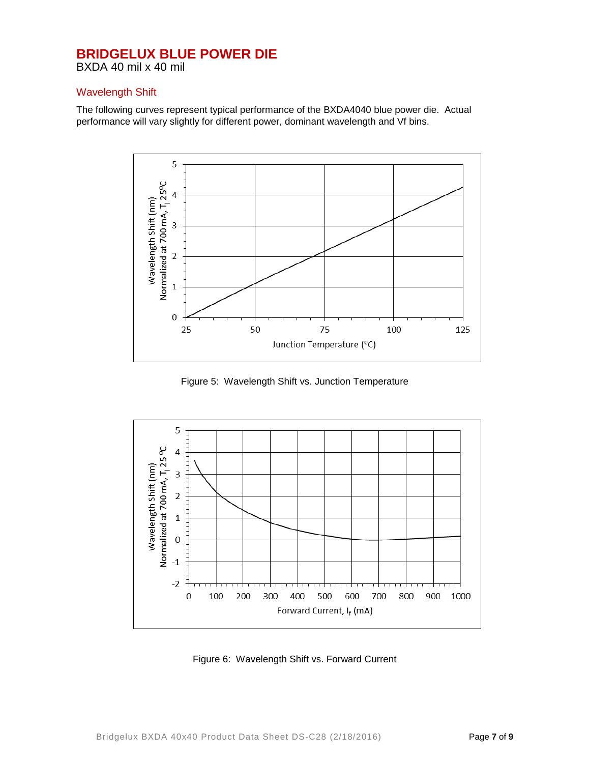# BRIDGELUX BLUE POWER DIE

BXDA 40 mil x 40 mil

## Wavelength Shift

The following curves represent typical performance of the BXDA4040 blue power die. Actual performance will vary slightly for different power, dominant wavelength and Vf bins.

Figure 5: Wavelength Shift vs. Junction Temperature

Figure 6: Wavelength Shift vs. Forward Current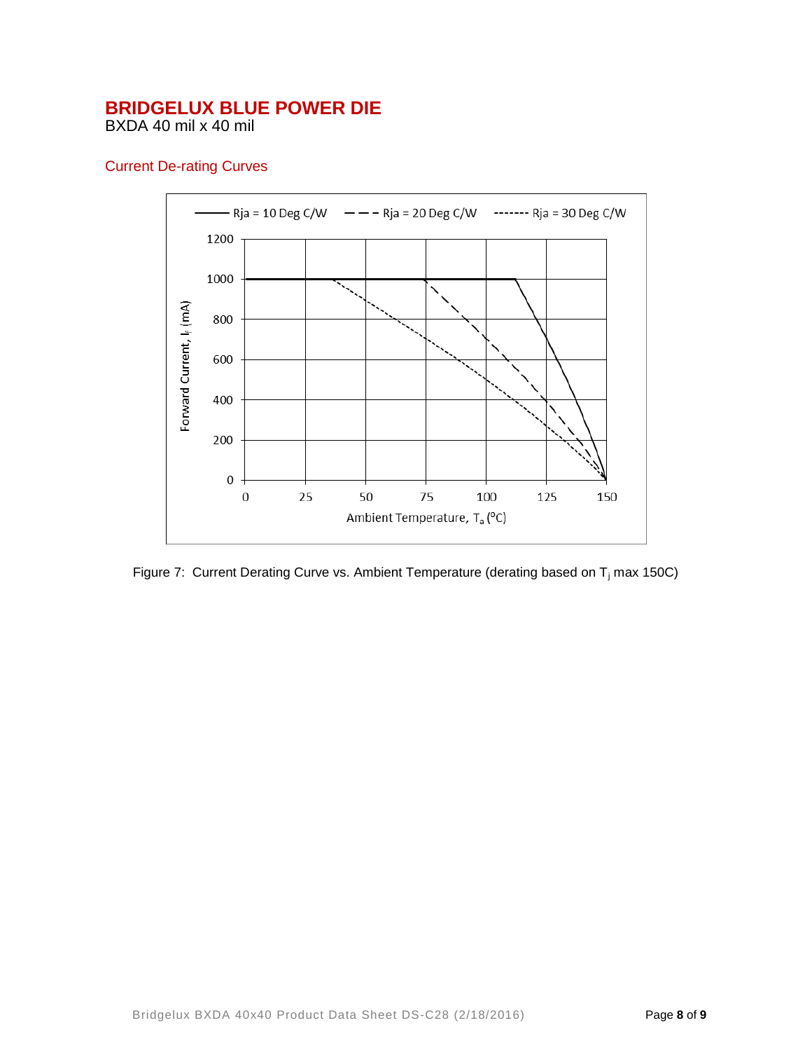# BRIDGELUX BLUE POWER DIE

BXDA 40 mil x 40 mil

## Current De-rating Curves

Figure 7: Current Derating Curve vs. Ambient Temperature (derating based on $T_j$ max 150C)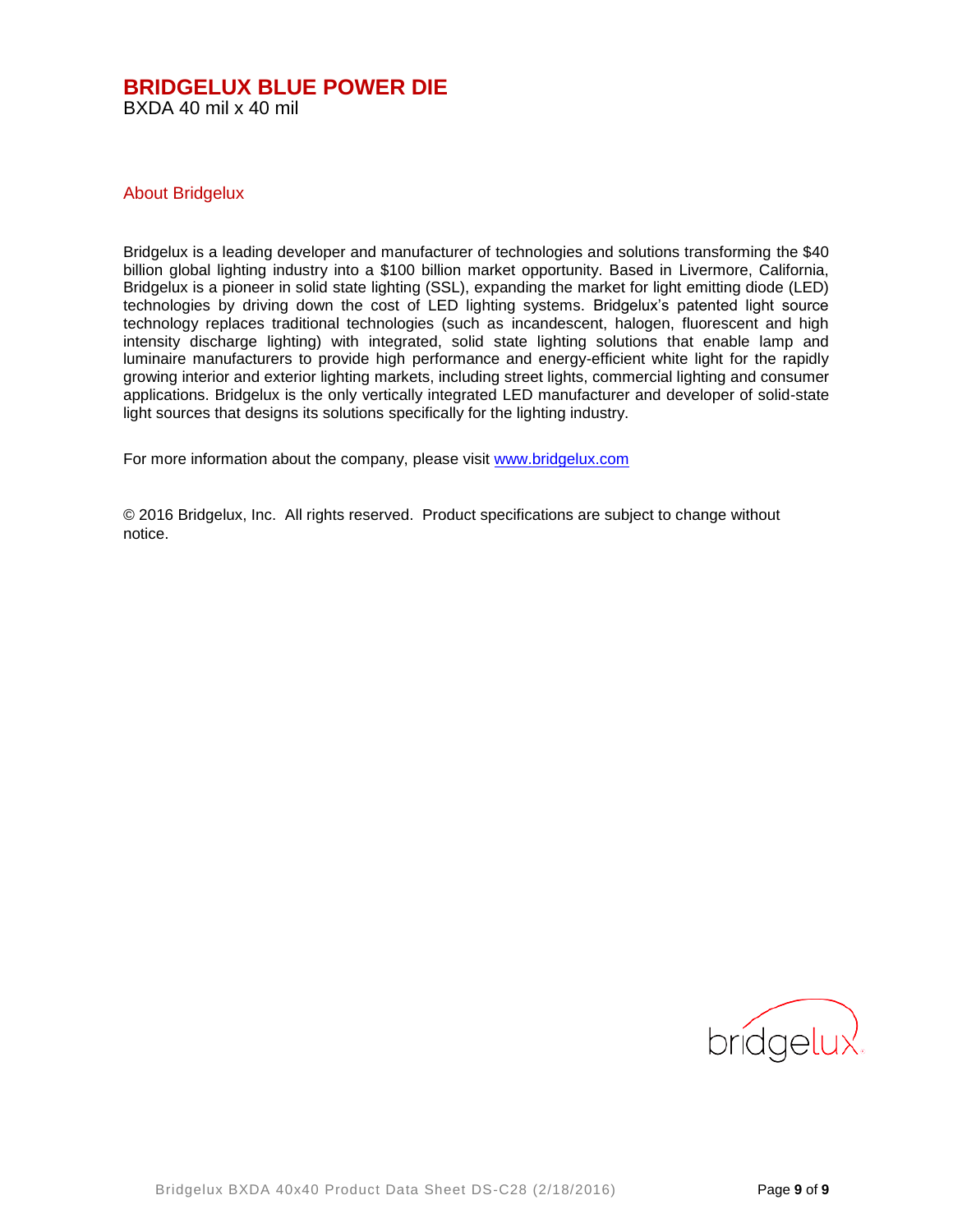# BRIDGELUX BLUE POWER DIE

BXDA 40 mil x 40 mil

## About Bridgelux

Bridgelux is a leading developer and manufacturer of technologies and solutions transforming the $40 billion global lighting industry into a $100 billion market opportunity. Based in Livermore, California, Bridgelux is a pioneer in solid state lighting (SSL), expanding the market for light emitting diode (LED) technologies by driving down the cost of LED lighting systems. Bridgelux's patented light source technology replaces traditional technologies (such as incandescent, halogen, fluorescent and high intensity discharge lighting) with integrated, solid state lighting solutions that enable lamp and luminaire manufacturers to provide high performance and energy-efficient white light for the rapidly growing interior and exterior lighting markets, including street lights, commercial lighting and consumer applications. Bridgelux is the only vertically integrated LED manufacturer and developer of solid-state light sources that designs its solutions specifically for the lighting industry.

For more information about the company, please visit [www.bridgelux.com](http://www.bridgelux.com)

© 2016 Bridgelux, Inc. All rights reserved. Product specifications are subject to change without notice.

bridgelux